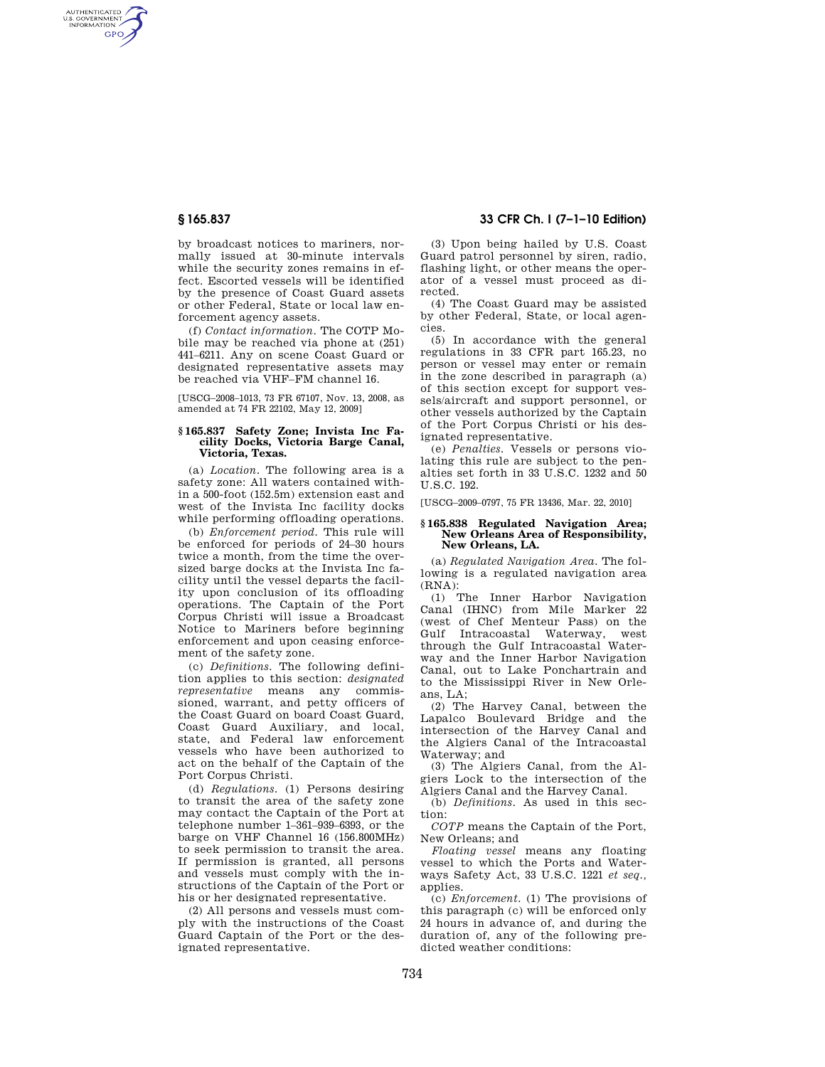by broadcast notices to mariners, normally issued at 30-minute intervals while the security zones remains in effect. Escorted vessels will be identified by the presence of Coast Guard assets or other Federal, State or local law enforcement agency assets.

(f) *Contact information.* The COTP Mobile may be reached via phone at (251) 441–6211. Any on scene Coast Guard or designated representative assets may be reached via VHF–FM channel 16.

[USCG–2008–1013, 73 FR 67107, Nov. 13, 2008, as amended at 74 FR 22102, May 12, 2009]

### § 165.837 Safety Zone; Invista Inc Facility Docks, Victoria Barge Canal, Victoria, Texas.

(a) *Location.* The following area is a safety zone: All waters contained within a 500-foot (152.5m) extension east and west of the Invista Inc facility docks while performing offloading operations.

(b) *Enforcement period.* This rule will be enforced for periods of 24–30 hours twice a month, from the time the oversized barge docks at the Invista Inc facility until the vessel departs the facility upon conclusion of its offloading operations. The Captain of the Port Corpus Christi will issue a Broadcast Notice to Mariners before beginning enforcement and upon ceasing enforcement of the safety zone.

(c) *Definitions.* The following definition applies to this section: *designated representative* means any commissioned, warrant, and petty officers of the Coast Guard on board Coast Guard, Coast Guard Auxiliary, and local, state, and Federal law enforcement vessels who have been authorized to act on the behalf of the Captain of the Port Corpus Christi.

(d) *Regulations.* (1) Persons desiring to transit the area of the safety zone may contact the Captain of the Port at telephone number 1–361–939–6393, or the barge on VHF Channel 16 (156.800MHz) to seek permission to transit the area. If permission is granted, all persons and vessels must comply with the instructions of the Captain of the Port or his or her designated representative.

(2) All persons and vessels must comply with the instructions of the Coast Guard Captain of the Port or the designated representative.

(3) Upon being hailed by U.S. Coast Guard patrol personnel by siren, radio, flashing light, or other means the operator of a vessel must proceed as directed.

(4) The Coast Guard may be assisted by other Federal, State, or local agencies.

(5) In accordance with the general regulations in 33 CFR part 165.23, no person or vessel may enter or remain in the zone described in paragraph (a) of this section except for support vessels/aircraft and support personnel, or other vessels authorized by the Captain of the Port Corpus Christi or his designated representative.

(e) *Penalties.* Vessels or persons violating this rule are subject to the penalties set forth in 33 U.S.C. 1232 and 50 U.S.C. 192.

[USCG–2009–0797, 75 FR 13436, Mar. 22, 2010]

### § 165.838 Regulated Navigation Area; New Orleans Area of Responsibility, New Orleans, LA.

(a) *Regulated Navigation Area.* The following is a regulated navigation area (RNA):

(1) The Inner Harbor Navigation Canal (IHNC) from Mile Marker 22 (west of Chef Menteur Pass) on the Gulf Intracoastal Waterway, west through the Gulf Intracoastal Waterway and the Inner Harbor Navigation Canal, out to Lake Ponchartrain and to the Mississippi River in New Orleans, LA;

(2) The Harvey Canal, between the Lapalco Boulevard Bridge and the intersection of the Harvey Canal and the Algiers Canal of the Intracoastal Waterway; and

(3) The Algiers Canal, from the Algiers Lock to the intersection of the Algiers Canal and the Harvey Canal.

(b) *Definitions.* As used in this section:

*COTP* means the Captain of the Port, New Orleans; and

*Floating vessel* means any floating vessel to which the Ports and Waterways Safety Act, 33 U.S.C. 1221 *et seq.*, applies.

(c) *Enforcement.* (1) The provisions of this paragraph (c) will be enforced only 24 hours in advance of, and during the duration of, any of the following predicted weather conditions: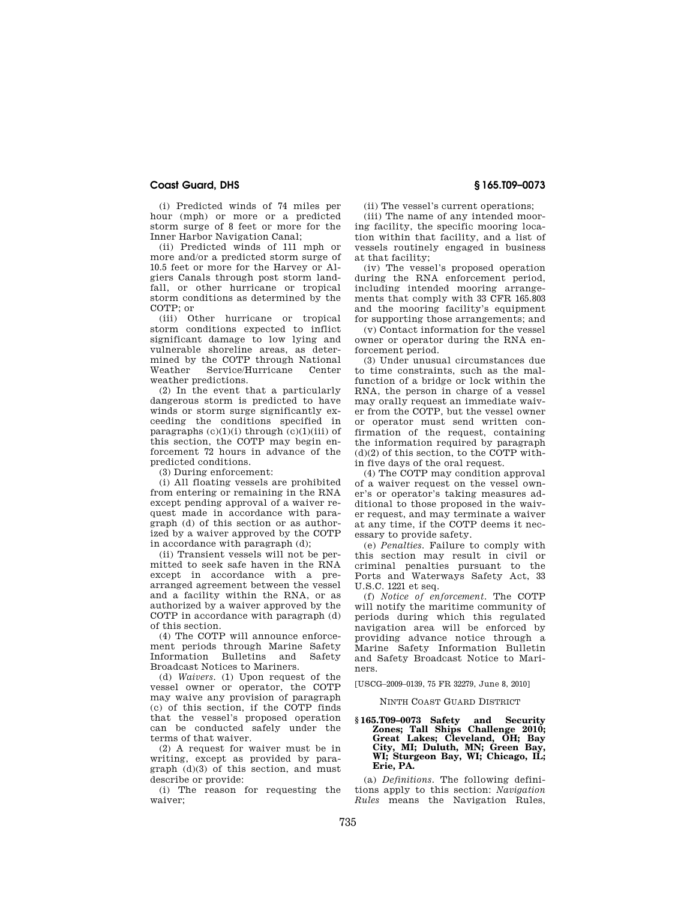(i) Predicted winds of 74 miles per hour (mph) or more or a predicted storm surge of 8 feet or more for the Inner Harbor Navigation Canal;

(ii) Predicted winds of 111 mph or more and/or a predicted storm surge of 10.5 feet or more for the Harvey or Algiers Canals through post storm landfall, or other hurricane or tropical storm conditions as determined by the COTP; or

(iii) Other hurricane or tropical storm conditions expected to inflict significant damage to low lying and vulnerable shoreline areas, as determined by the COTP through National Weather Service/Hurricane Center weather predictions.

(2) In the event that a particularly dangerous storm is predicted to have winds or storm surge significantly exceeding the conditions specified in paragraphs (c)(1)(i) through (c)(1)(iii) of this section, the COTP may begin enforcement 72 hours in advance of the predicted conditions.

(3) During enforcement:

(i) All floating vessels are prohibited from entering or remaining in the RNA except pending approval of a waiver request made in accordance with paragraph (d) of this section or as authorized by a waiver approved by the COTP in accordance with paragraph (d);

(ii) Transient vessels will not be permitted to seek safe haven in the RNA except in accordance with a prearranged agreement between the vessel and a facility within the RNA, or as authorized by a waiver approved by the COTP in accordance with paragraph (d) of this section.

(4) The COTP will announce enforcement periods through Marine Safety Information Bulletins and Safety Broadcast Notices to Mariners.

(d) *Waivers.* (1) Upon request of the vessel owner or operator, the COTP may waive any provision of paragraph (c) of this section, if the COTP finds that the vessel's proposed operation can be conducted safely under the terms of that waiver.

(2) A request for waiver must be in writing, except as provided by paragraph (d)(3) of this section, and must describe or provide:

(i) The reason for requesting the waiver;

(ii) The vessel's current operations;

(iii) The name of any intended mooring facility, the specific mooring location within that facility, and a list of vessels routinely engaged in business at that facility;

(iv) The vessel's proposed operation during the RNA enforcement period, including intended mooring arrangements that comply with 33 CFR 165.803 and the mooring facility's equipment for supporting those arrangements; and

(v) Contact information for the vessel owner or operator during the RNA enforcement period.

(3) Under unusual circumstances due to time constraints, such as the malfunction of a bridge or lock within the RNA, the person in charge of a vessel may orally request an immediate waiver from the COTP, but the vessel owner or operator must send written confirmation of the request, containing the information required by paragraph (d)(2) of this section, to the COTP within five days of the oral request.

(4) The COTP may condition approval of a waiver request on the vessel owner's or operator's taking measures additional to those proposed in the waiver request, and may terminate a waiver at any time, if the COTP deems it necessary to provide safety.

(e) *Penalties.* Failure to comply with this section may result in civil or criminal penalties pursuant to the Ports and Waterways Safety Act, 33 U.S.C. 1221 et seq.

(f) *Notice of enforcement.* The COTP will notify the maritime community of periods during which this regulated navigation area will be enforced by providing advance notice through a Marine Safety Information Bulletin and Safety Broadcast Notice to Mariners.

[USCG–2009–0139, 75 FR 32279, June 8, 2010]

NINTH COAST GUARD DISTRICT

### § 165.T09–0073 Safety and Security Zones; Tall Ships Challenge 2010; Great Lakes; Cleveland, OH; Bay City, MI; Duluth, MN; Green Bay, WI; Sturgeon Bay, WI; Chicago, IL; Erie, PA.

(a) *Definitions.* The following definitions apply to this section: *Navigation Rules* means the Navigation Rules,